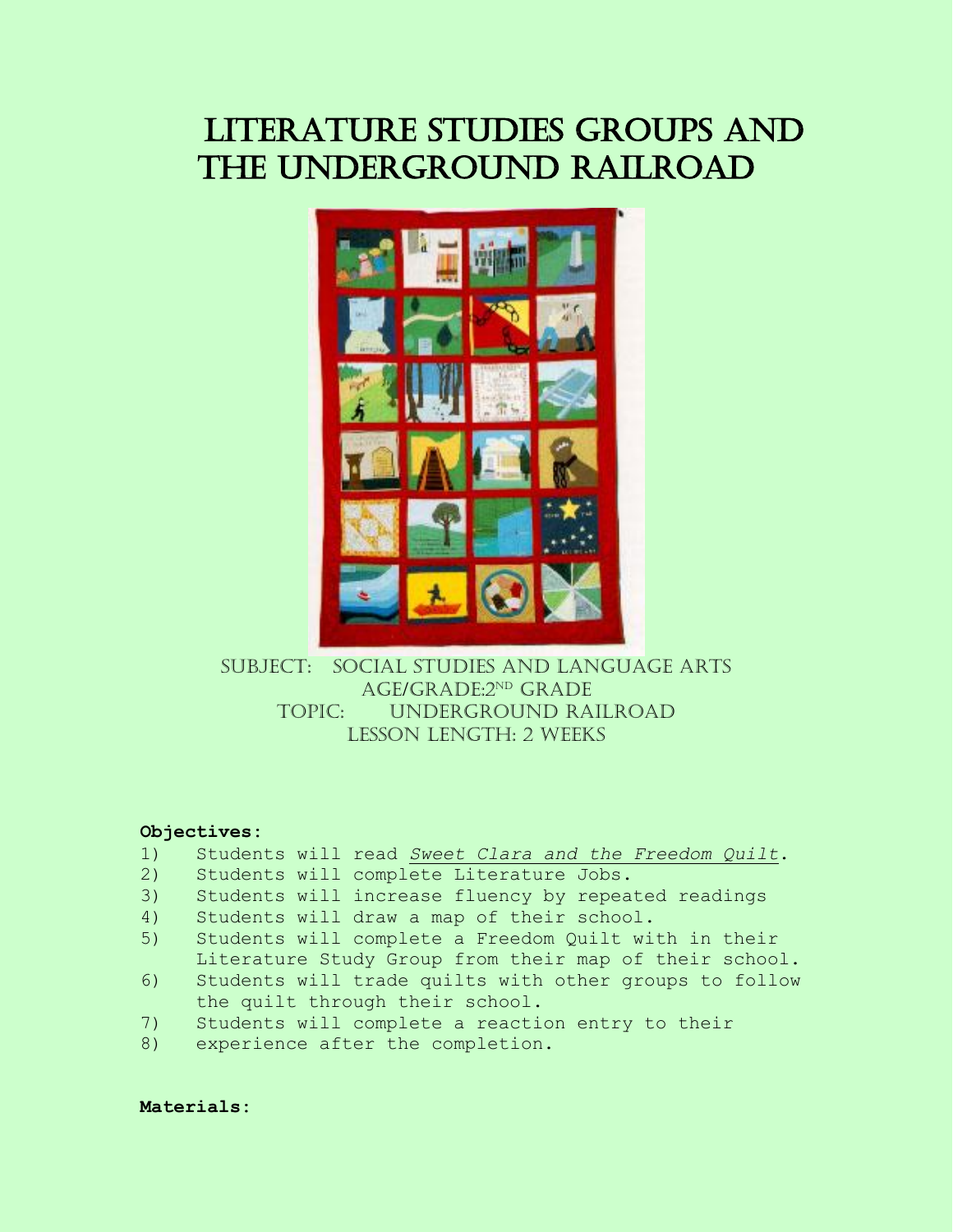# Literature Studies Groups and the Underground Railroad

Subject: Social Studies and Language Arts
Age/Grade: 2nd Grade
Topic: Underground Railroad
Lesson Length: 2 weeks

**Objectives:**

1) Students will read *Sweet Clara and the Freedom Quilt*.
2) Students will complete Literature Jobs.
3) Students will increase fluency by repeated readings
4) Students will draw a map of their school.
5) Students will complete a Freedom Quilt with in their Literature Study Group from their map of their school.
6) Students will trade quilts with other groups to follow the quilt through their school.
7) Students will complete a reaction entry to their
8) experience after the completion.

**Materials:**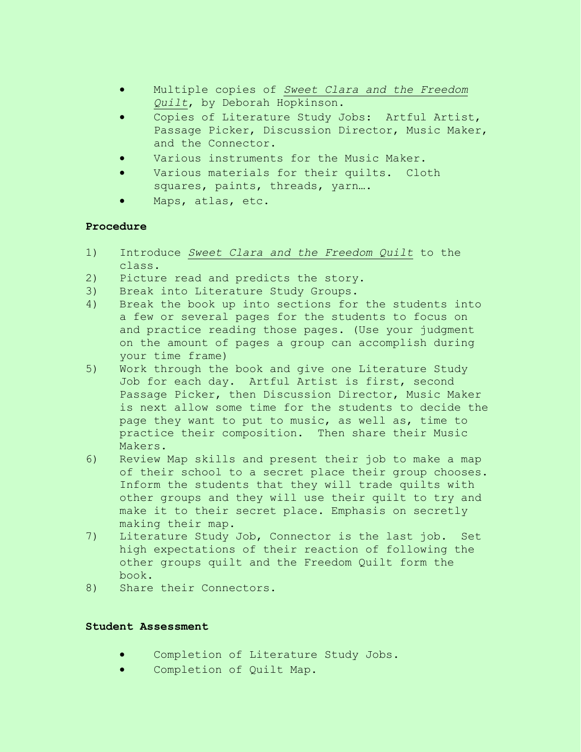- Multiple copies of *Sweet Clara and the Freedom Quilt*, by Deborah Hopkinson.
- Copies of Literature Study Jobs: Artful Artist, Passage Picker, Discussion Director, Music Maker, and the Connector.
- Various instruments for the Music Maker.
- Various materials for their quilts. Cloth squares, paints, threads, yarn….
- Maps, atlas, etc.

**Procedure**

1) Introduce *Sweet Clara and the Freedom Quilt* to the class.
2) Picture read and predicts the story.
3) Break into Literature Study Groups.
4) Break the book up into sections for the students into a few or several pages for the students to focus on and practice reading those pages. (Use your judgment on the amount of pages a group can accomplish during your time frame)
5) Work through the book and give one Literature Study Job for each day. Artful Artist is first, second Passage Picker, then Discussion Director, Music Maker is next allow some time for the students to decide the page they want to put to music, as well as, time to practice their composition. Then share their Music Makers.
6) Review Map skills and present their job to make a map of their school to a secret place their group chooses. Inform the students that they will trade quilts with other groups and they will use their quilt to try and make it to their secret place. Emphasis on secretly making their map.
7) Literature Study Job, Connector is the last job. Set high expectations of their reaction of following the other groups quilt and the Freedom Quilt form the book.
8) Share their Connectors.

**Student Assessment**

- Completion of Literature Study Jobs.
- Completion of Quilt Map.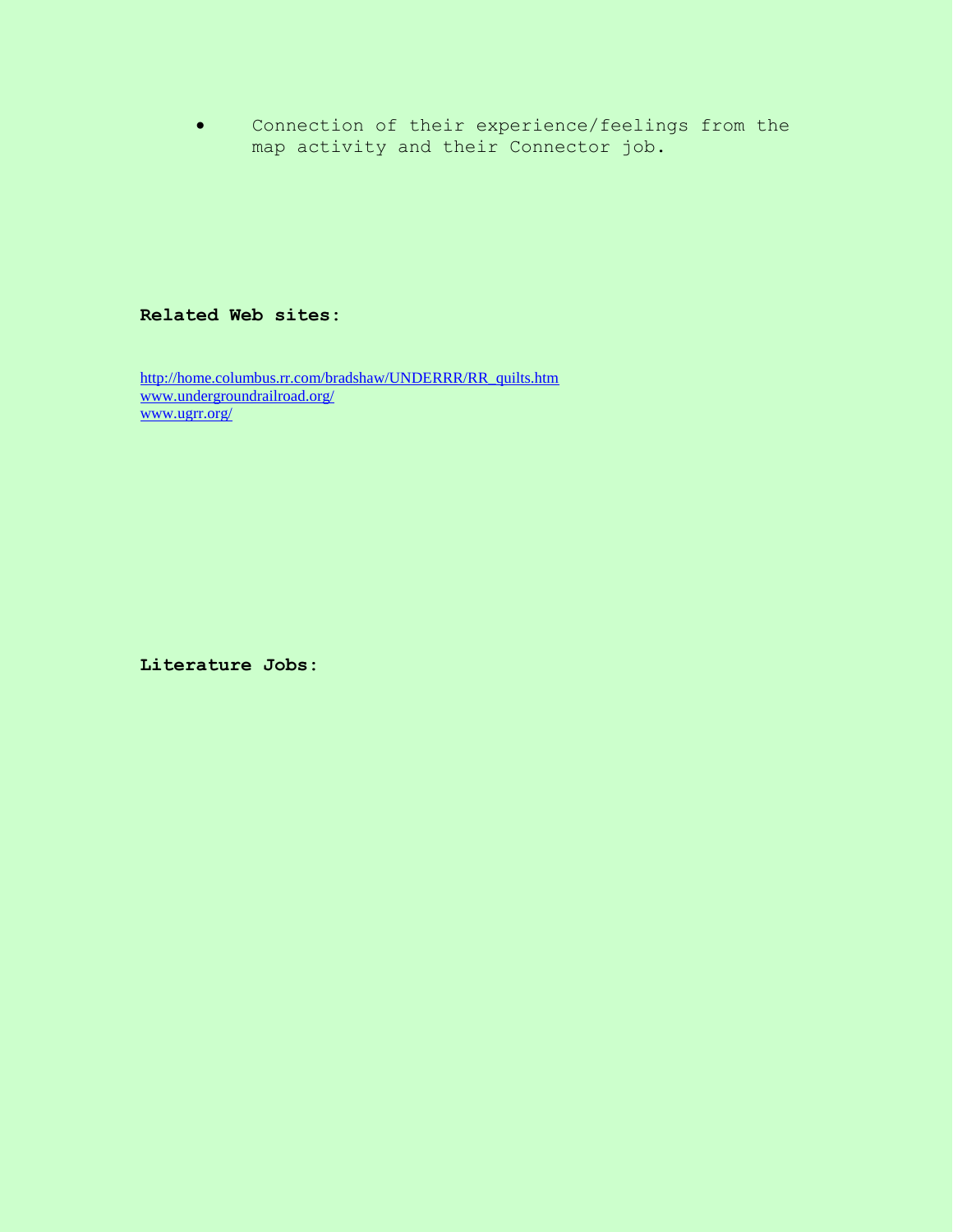- Connection of their experience/feelings from the map activity and their Connector job.

**Related Web sites:**

http://home.columbus.rr.com/bradshaw/UNDERRR/RR_quilts.htm
www.undergroundrailroad.org/
www.ugrr.org/

**Literature Jobs:**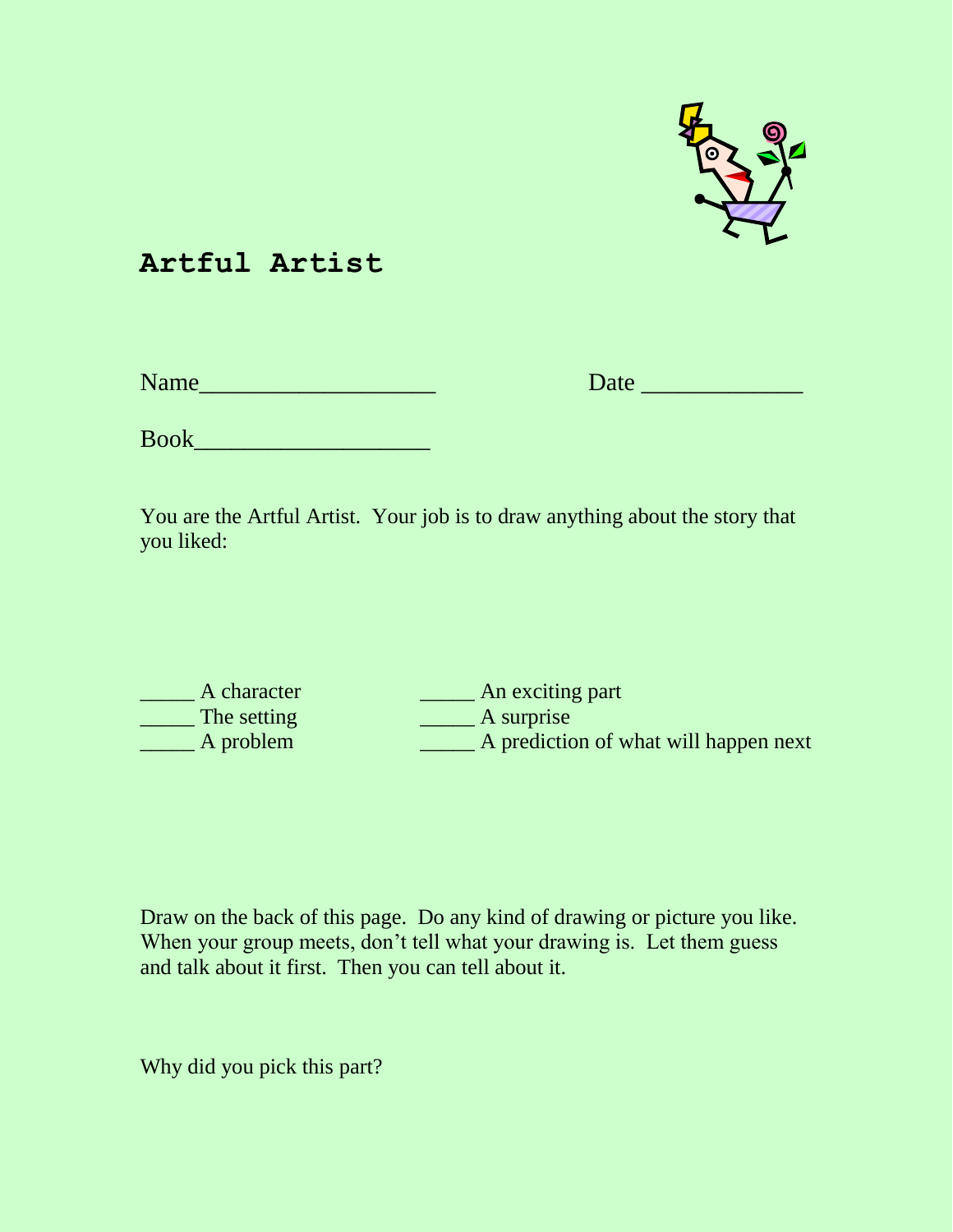# Artful Artist

Name___________________ Date _____________

Book___________________

You are the Artful Artist. Your job is to draw anything about the story that you liked:

_____ A character
_____ The setting
_____ A problem
_____ An exciting part
_____ A surprise
_____ A prediction of what will happen next

Draw on the back of this page. Do any kind of drawing or picture you like. When your group meets, don't tell what your drawing is. Let them guess and talk about it first. Then you can tell about it.

Why did you pick this part?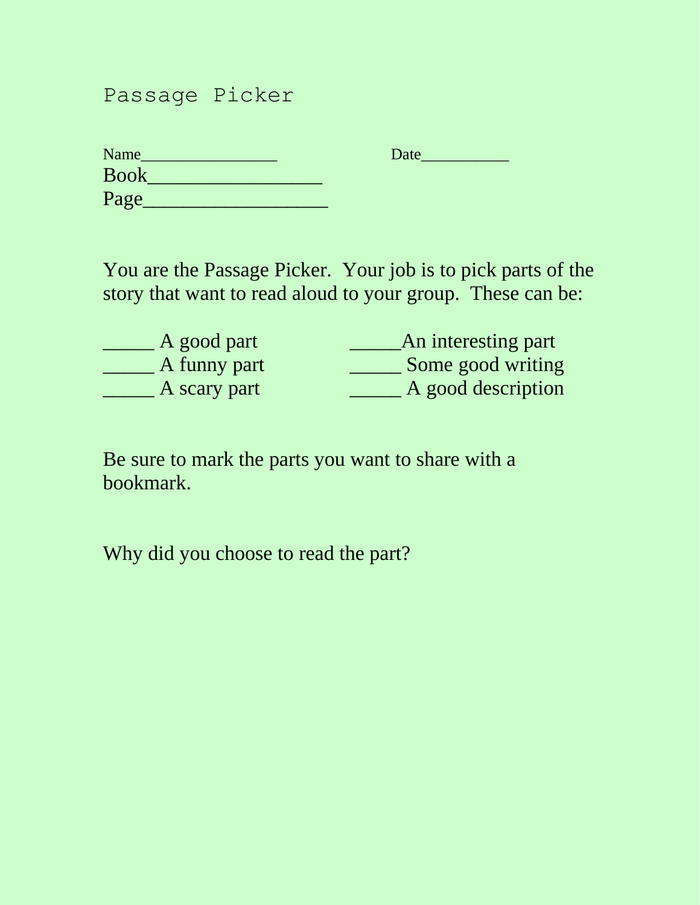# Passage Picker

Name_________________ Date___________

Book_________________

Page__________________

You are the Passage Picker. Your job is to pick parts of the story that want to read aloud to your group. These can be:

_____ A good part

_____ A funny part

_____ A scary part

_____An interesting part

_____ Some good writing

_____ A good description

Be sure to mark the parts you want to share with a bookmark.

Why did you choose to read the part?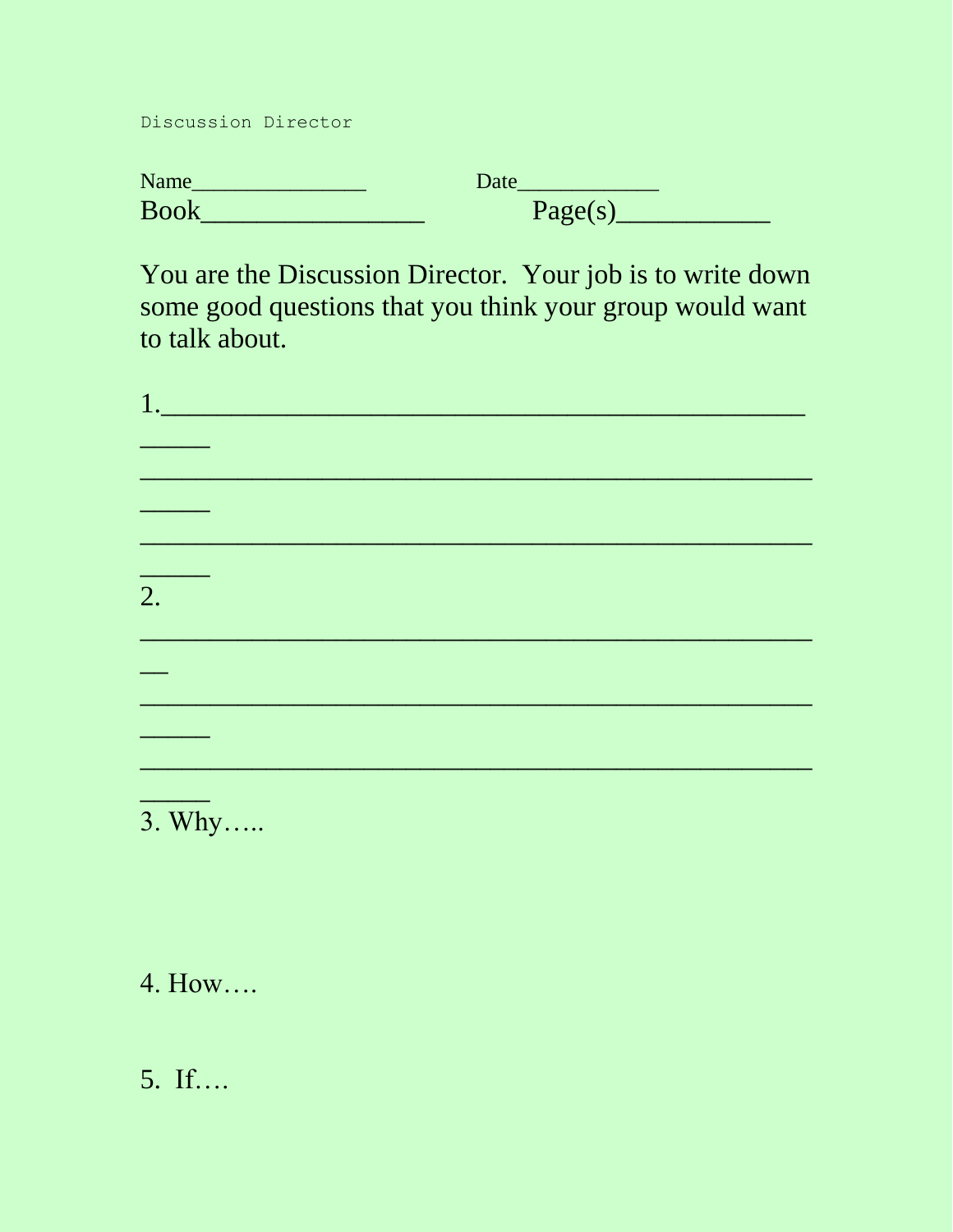Discussion Director

Name________________ Date_____________

Book_________________ Page(s)___________

You are the Discussion Director. Your job is to write down some good questions that you think your group would want to talk about.

1.____________________________________________________
______
____________________________________________________
______
____________________________________________________
______

2.
____________________________________________________
__
____________________________________________________
______
____________________________________________________
______

3. Why…..

4. How….

5. If….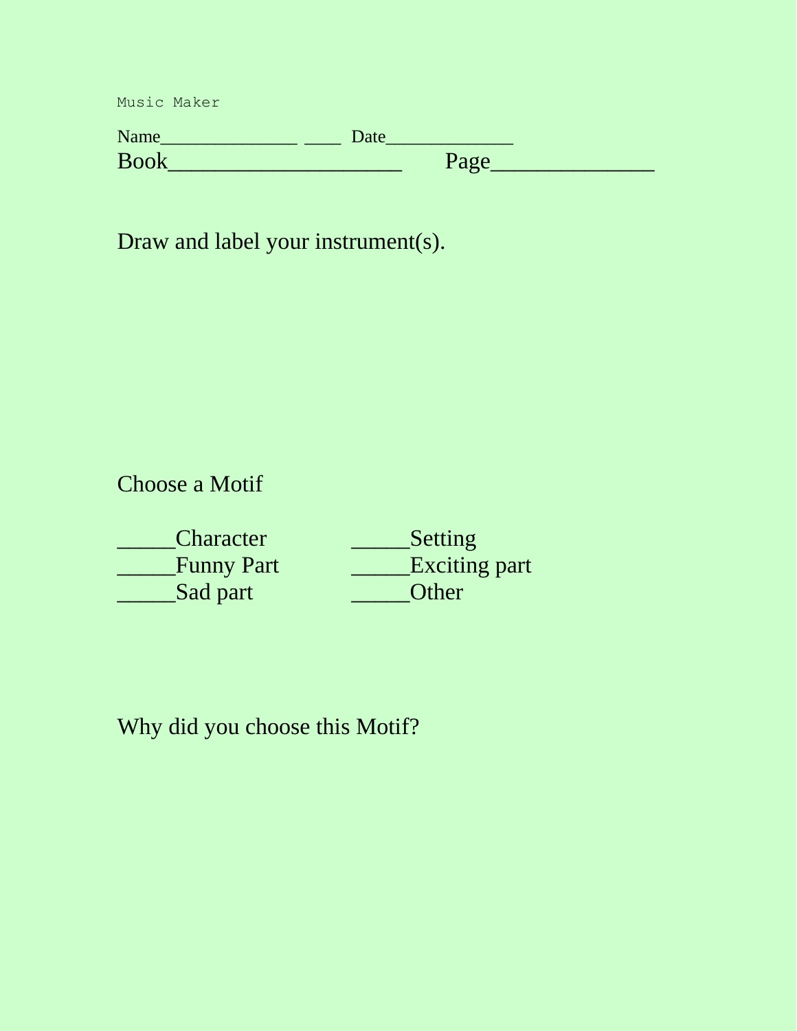Music Maker

Name______________ ____ Date_____________

Book____________________ Page______________

Draw and label your instrument(s).

Choose a Motif

_____Character _____Setting

_____Funny Part _____Exciting part

_____Sad part _____Other

Why did you choose this Motif?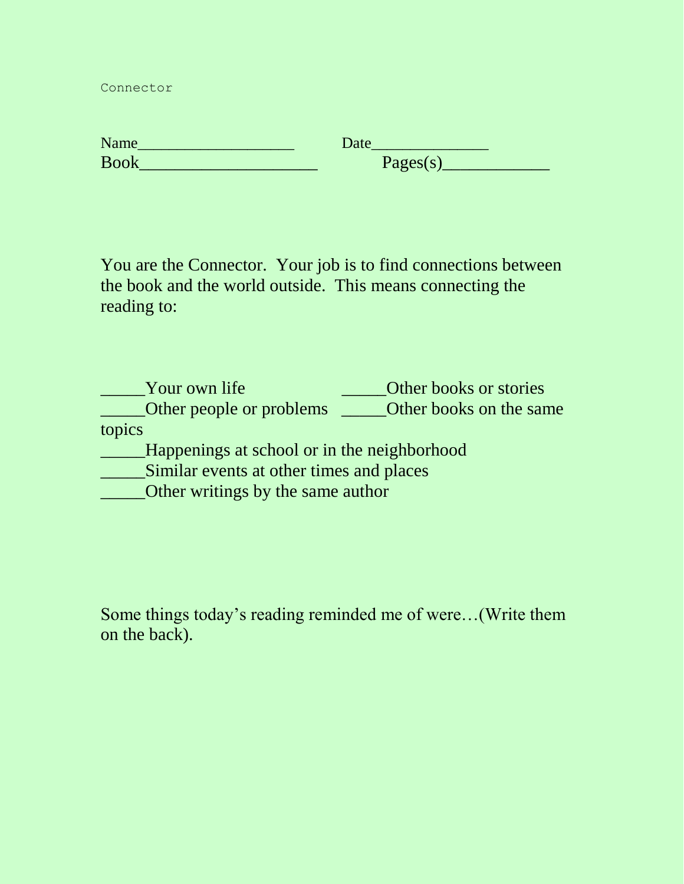Connector

Name___________________ Date______________

Book____________________ Pages(s)____________

You are the Connector. Your job is to find connections between the book and the world outside. This means connecting the reading to:

_____Your own life

_____Other books or stories

_____Other people or problems

_____Other books on the same topics

_____Happenings at school or in the neighborhood

_____Similar events at other times and places

_____Other writings by the same author

Some things today's reading reminded me of were…(Write them on the back).